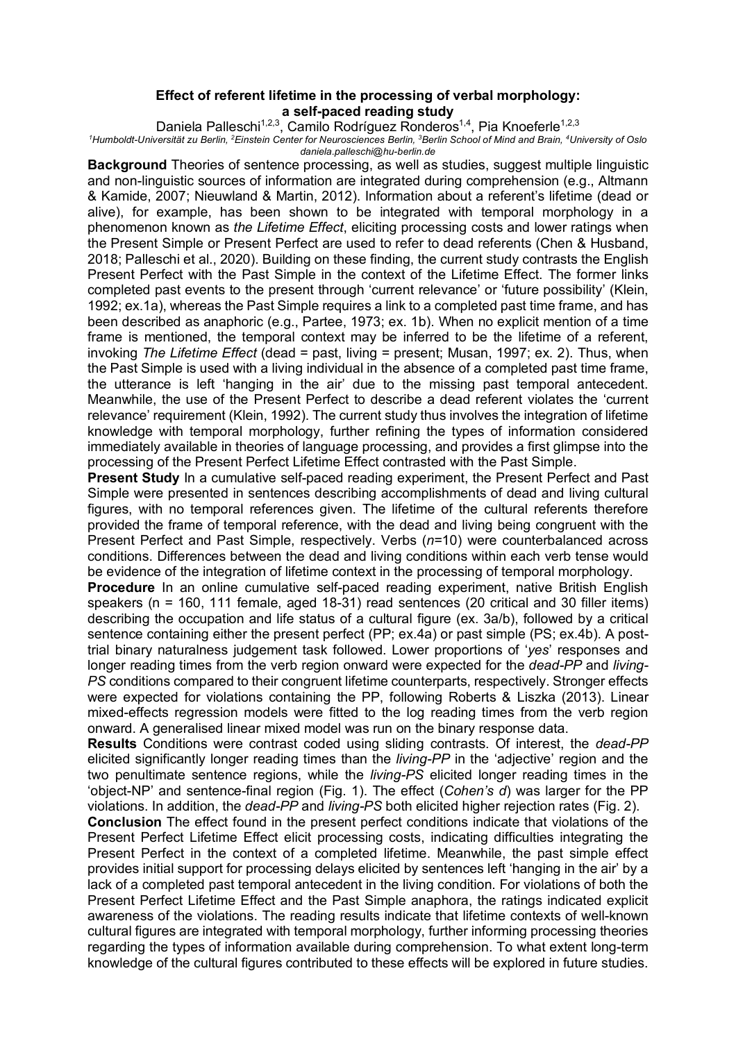# Effect of referent lifetime in the processing of verbal morphology: a self-paced reading study

Daniela Palleschi[1,2,3], Camilo Rodríguez Ronderos[1,4], Pia Knoeferle[1,2,3]

[1]Humboldt-Universität zu Berlin, [2]Einstein Center for Neurosciences Berlin, [3]Berlin School of Mind and Brain, [4]University of Oslo

daniela.palleschi@hu-berlin.de

**Background** Theories of sentence processing, as well as studies, suggest multiple linguistic and non-linguistic sources of information are integrated during comprehension (e.g., Altmann & Kamide, 2007; Nieuwland & Martin, 2012). Information about a referent's lifetime (dead or alive), for example, has been shown to be integrated with temporal morphology in a phenomenon known as *the Lifetime Effect*, eliciting processing costs and lower ratings when the Present Simple or Present Perfect are used to refer to dead referents (Chen & Husband, 2018; Palleschi et al., 2020). Building on these finding, the current study contrasts the English Present Perfect with the Past Simple in the context of the Lifetime Effect. The former links completed past events to the present through 'current relevance' or 'future possibility' (Klein, 1992; ex.1a), whereas the Past Simple requires a link to a completed past time frame, and has been described as anaphoric (e.g., Partee, 1973; ex. 1b). When no explicit mention of a time frame is mentioned, the temporal context may be inferred to be the lifetime of a referent, invoking *The Lifetime Effect* (dead = past, living = present; Musan, 1997; ex. 2). Thus, when the Past Simple is used with a living individual in the absence of a completed past time frame, the utterance is left 'hanging in the air' due to the missing past temporal antecedent. Meanwhile, the use of the Present Perfect to describe a dead referent violates the 'current relevance' requirement (Klein, 1992). The current study thus involves the integration of lifetime knowledge with temporal morphology, further refining the types of information considered immediately available in theories of language processing, and provides a first glimpse into the processing of the Present Perfect Lifetime Effect contrasted with the Past Simple.

**Present Study** In a cumulative self-paced reading experiment, the Present Perfect and Past Simple were presented in sentences describing accomplishments of dead and living cultural figures, with no temporal references given. The lifetime of the cultural referents therefore provided the frame of temporal reference, with the dead and living being congruent with the Present Perfect and Past Simple, respectively. Verbs (*n*=10) were counterbalanced across conditions. Differences between the dead and living conditions within each verb tense would be evidence of the integration of lifetime context in the processing of temporal morphology.

**Procedure** In an online cumulative self-paced reading experiment, native British English speakers (n = 160, 111 female, aged 18-31) read sentences (20 critical and 30 filler items) describing the occupation and life status of a cultural figure (ex. 3a/b), followed by a critical sentence containing either the present perfect (PP; ex.4a) or past simple (PS; ex.4b). A post-trial binary naturalness judgement task followed. Lower proportions of '*yes*' responses and longer reading times from the verb region onward were expected for the *dead-PP* and *living-PS* conditions compared to their congruent lifetime counterparts, respectively. Stronger effects were expected for violations containing the PP, following Roberts & Liszka (2013). Linear mixed-effects regression models were fitted to the log reading times from the verb region onward. A generalised linear mixed model was run on the binary response data.

**Results** Conditions were contrast coded using sliding contrasts. Of interest, the *dead-PP* elicited significantly longer reading times than the *living-PP* in the 'adjective' region and the two penultimate sentence regions, while the *living-PS* elicited longer reading times in the 'object-NP' and sentence-final region (Fig. 1). The effect (*Cohen's d*) was larger for the PP violations. In addition, the *dead-PP* and *living-PS* both elicited higher rejection rates (Fig. 2).

**Conclusion** The effect found in the present perfect conditions indicate that violations of the Present Perfect Lifetime Effect elicit processing costs, indicating difficulties integrating the Present Perfect in the context of a completed lifetime. Meanwhile, the past simple effect provides initial support for processing delays elicited by sentences left 'hanging in the air' by a lack of a completed past temporal antecedent in the living condition. For violations of both the Present Perfect Lifetime Effect and the Past Simple anaphora, the ratings indicated explicit awareness of the violations. The reading results indicate that lifetime contexts of well-known cultural figures are integrated with temporal morphology, further informing processing theories regarding the types of information available during comprehension. To what extent long-term knowledge of the cultural figures contributed to these effects will be explored in future studies.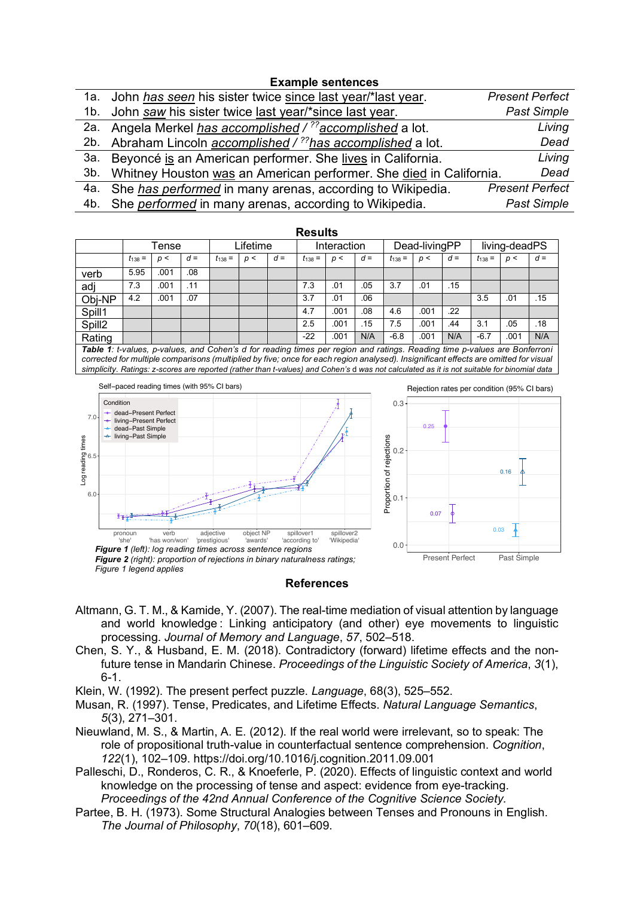## Example sentences

| | | |
|---|---|---|
| 1a. | John <u>*has seen*</u> his sister twice <u>since last year</u>/*<u>last year</u>. | *Present Perfect* |
| 1b. | John <u>*saw*</u> his sister twice <u>last year</u>/*<u>since last year</u>. | *Past Simple* |
| 2a. | Angela Merkel <u>*has accomplished*</u> / ??<u>*accomplished*</u> a lot. | *Living* |
| 2b. | Abraham Lincoln <u>*accomplished*</u> / ??<u>*has accomplished*</u> a lot. | *Dead* |
| 3a. | Beyoncé <u>is</u> an American performer. She <u>lives</u> in California. | *Living* |
| 3b. | Whitney Houston <u>was</u> an American performer. She <u>died</u> in California. | *Dead* |
| 4a. | She <u>*has performed*</u> in many arenas, according to Wikipedia. | *Present Perfect* |
| 4b. | She <u>*performed*</u> in many arenas, according to Wikipedia. | *Past Simple* |

## Results

| | Tense | | | Lifetime | | | Interaction | | | Dead-livingPP | | | living-deadPS | | |
|---|---|---|---|---|---|---|---|---|---|---|---|---|---|---|---|
| | $t_{138}$ = | $p$ < | $d$ = | $t_{138}$ = | $p$ < | $d$ = | $t_{138}$ = | $p$ < | $d$ = | $t_{138}$ = | $p$ < | $d$ = | $t_{138}$ = | $p$ < | $d$ = |
| verb | 5.95 | .001 | .08 | | | | | | | | | | | | |
| adj | 7.3 | .001 | .11 | | | | 7.3 | .01 | .05 | 3.7 | .01 | .15 | | | |
| Obj-NP | 4.2 | .001 | .07 | | | | 3.7 | .01 | .06 | | | | 3.5 | .01 | .15 |
| Spill1 | | | | | | | 4.7 | .001 | .08 | 4.6 | .001 | .22 | | | |
| Spill2 | | | | | | | 2.5 | .001 | .15 | 7.5 | .001 | .44 | 3.1 | .05 | .18 |
| Rating | | | | | | | -22 | .001 | N/A | -6.8 | .001 | N/A | -6.7 | .001 | N/A |

***Table 1**: t-values, p-values, and Cohen's d for reading times per region and ratings. Reading time p-values are Bonferroni corrected for multiple comparisons (multiplied by five; once for each region analysed). Insignificant effects are omitted for visual simplicity. Ratings: z-scores are reported (rather than t-values) and Cohen's* d *was not calculated as it is not suitable for binomial data*

Self–paced reading times (with 95% CI bars)

Condition
dead–Present Perfect
living–Present Perfect
dead–Past Simple
living–Past Simple

Log reading times
7.0
6.5
6.0

pronoun 'she' | verb 'has won/won' | adjective 'prestigious' | object NP 'awards' | spillover1 'according to' | spillover2 'Wikipedia'

Rejection rates per condition (95% CI bars)

Proportion of rejections
0.3
0.2
0.1
0.0

0.25
0.07
0.16
0.03

Present Perfect | Past Simple

***Figure 1** (left): log reading times across sentence regions*
***Figure 2** (right): proportion of rejections in binary naturalness ratings; Figure 1 legend applies*

## References

Altmann, G. T. M., & Kamide, Y. (2007). The real-time mediation of visual attention by language and world knowledge: Linking anticipatory (and other) eye movements to linguistic processing. *Journal of Memory and Language*, *57*, 502–518.

Chen, S. Y., & Husband, E. M. (2018). Contradictory (forward) lifetime effects and the non-future tense in Mandarin Chinese. *Proceedings of the Linguistic Society of America*, *3*(1), 6-1.

Klein, W. (1992). The present perfect puzzle. *Language*, 68(3), 525–552.

Musan, R. (1997). Tense, Predicates, and Lifetime Effects. *Natural Language Semantics*, *5*(3), 271–301.

Nieuwland, M. S., & Martin, A. E. (2012). If the real world were irrelevant, so to speak: The role of propositional truth-value in counterfactual sentence comprehension. *Cognition*, *122*(1), 102–109. https://doi.org/10.1016/j.cognition.2011.09.001

Palleschi, D., Ronderos, C. R., & Knoeferle, P. (2020). Effects of linguistic context and world knowledge on the processing of tense and aspect: evidence from eye-tracking. *Proceedings of the 42nd Annual Conference of the Cognitive Science Society.*

Partee, B. H. (1973). Some Structural Analogies between Tenses and Pronouns in English. *The Journal of Philosophy*, *70*(18), 601–609.